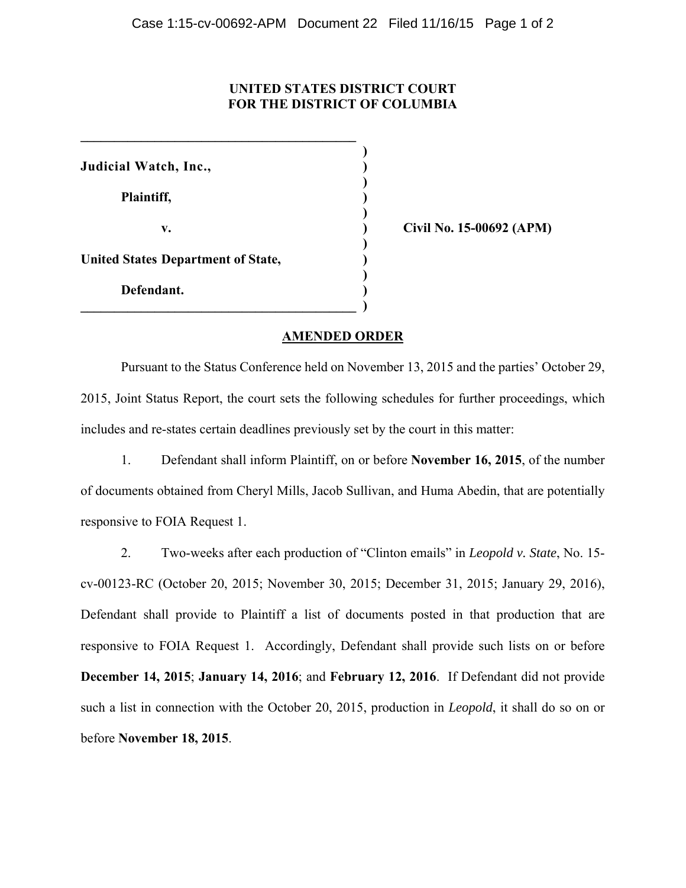**UNITED STATES DISTRICT COURT**
**FOR THE DISTRICT OF COLUMBIA**

| | |
|---|---|
| **Judicial Watch, Inc.,** | |
| **Plaintiff,** | |
| **v.** | **Civil No. 15-00692 (APM)** |
| **United States Department of State,** | |
| **Defendant.** | |

## AMENDED ORDER

Pursuant to the Status Conference held on November 13, 2015 and the parties' October 29, 2015, Joint Status Report, the court sets the following schedules for further proceedings, which includes and re-states certain deadlines previously set by the court in this matter:

1. Defendant shall inform Plaintiff, on or before **November 16, 2015**, of the number of documents obtained from Cheryl Mills, Jacob Sullivan, and Huma Abedin, that are potentially responsive to FOIA Request 1.

2. Two-weeks after each production of "Clinton emails" in *Leopold v. State*, No. 15-cv-00123-RC (October 20, 2015; November 30, 2015; December 31, 2015; January 29, 2016), Defendant shall provide to Plaintiff a list of documents posted in that production that are responsive to FOIA Request 1. Accordingly, Defendant shall provide such lists on or before **December 14, 2015**; **January 14, 2016**; and **February 12, 2016**. If Defendant did not provide such a list in connection with the October 20, 2015, production in *Leopold*, it shall do so on or before **November 18, 2015**.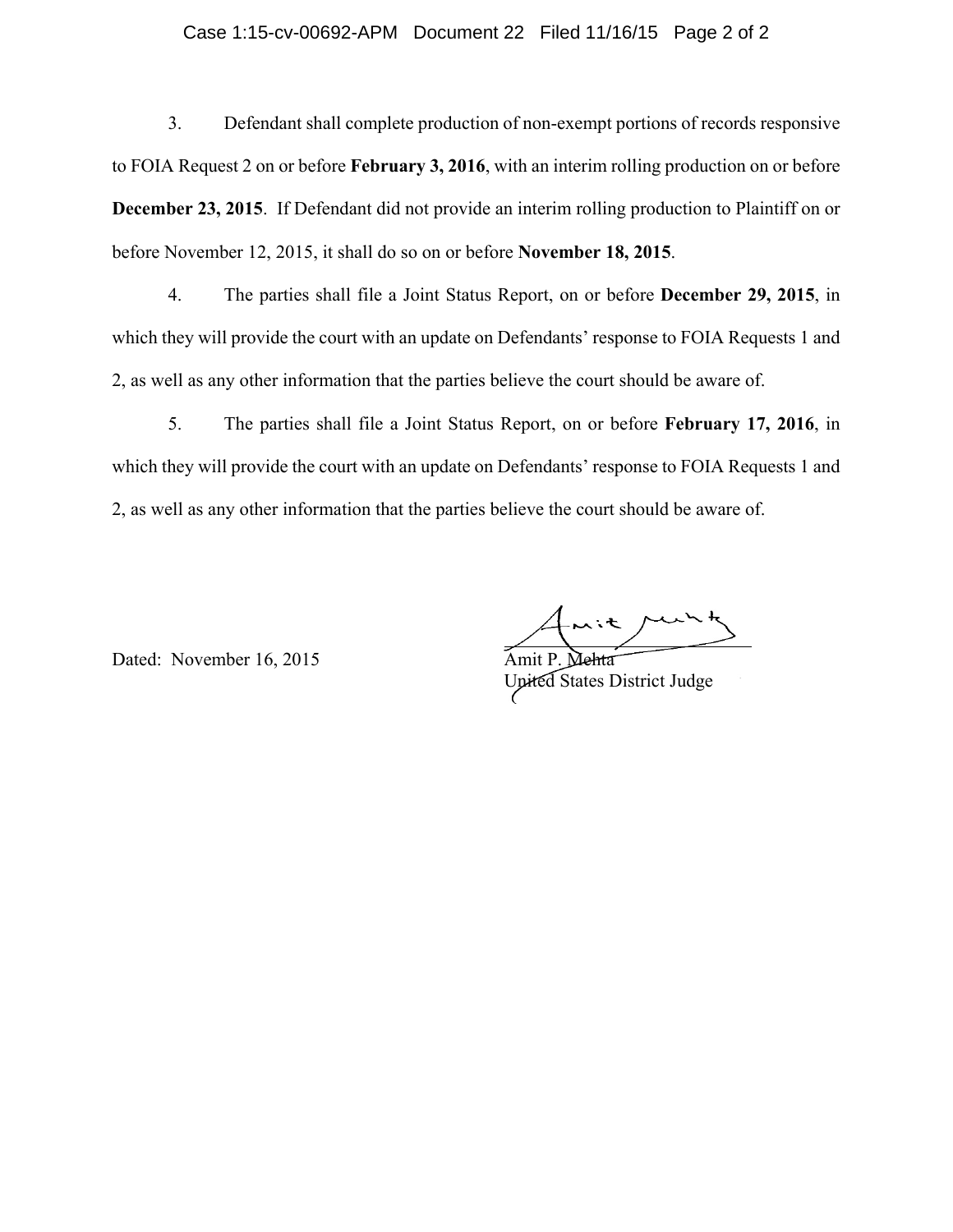3. Defendant shall complete production of non-exempt portions of records responsive to FOIA Request 2 on or before **February 3, 2016**, with an interim rolling production on or before **December 23, 2015**. If Defendant did not provide an interim rolling production to Plaintiff on or before November 12, 2015, it shall do so on or before **November 18, 2015**.

4. The parties shall file a Joint Status Report, on or before **December 29, 2015**, in which they will provide the court with an update on Defendants' response to FOIA Requests 1 and 2, as well as any other information that the parties believe the court should be aware of.

5. The parties shall file a Joint Status Report, on or before **February 17, 2016**, in which they will provide the court with an update on Defendants' response to FOIA Requests 1 and 2, as well as any other information that the parties believe the court should be aware of.

Dated: November 16, 2015

Amit P. Mehta
United States District Judge